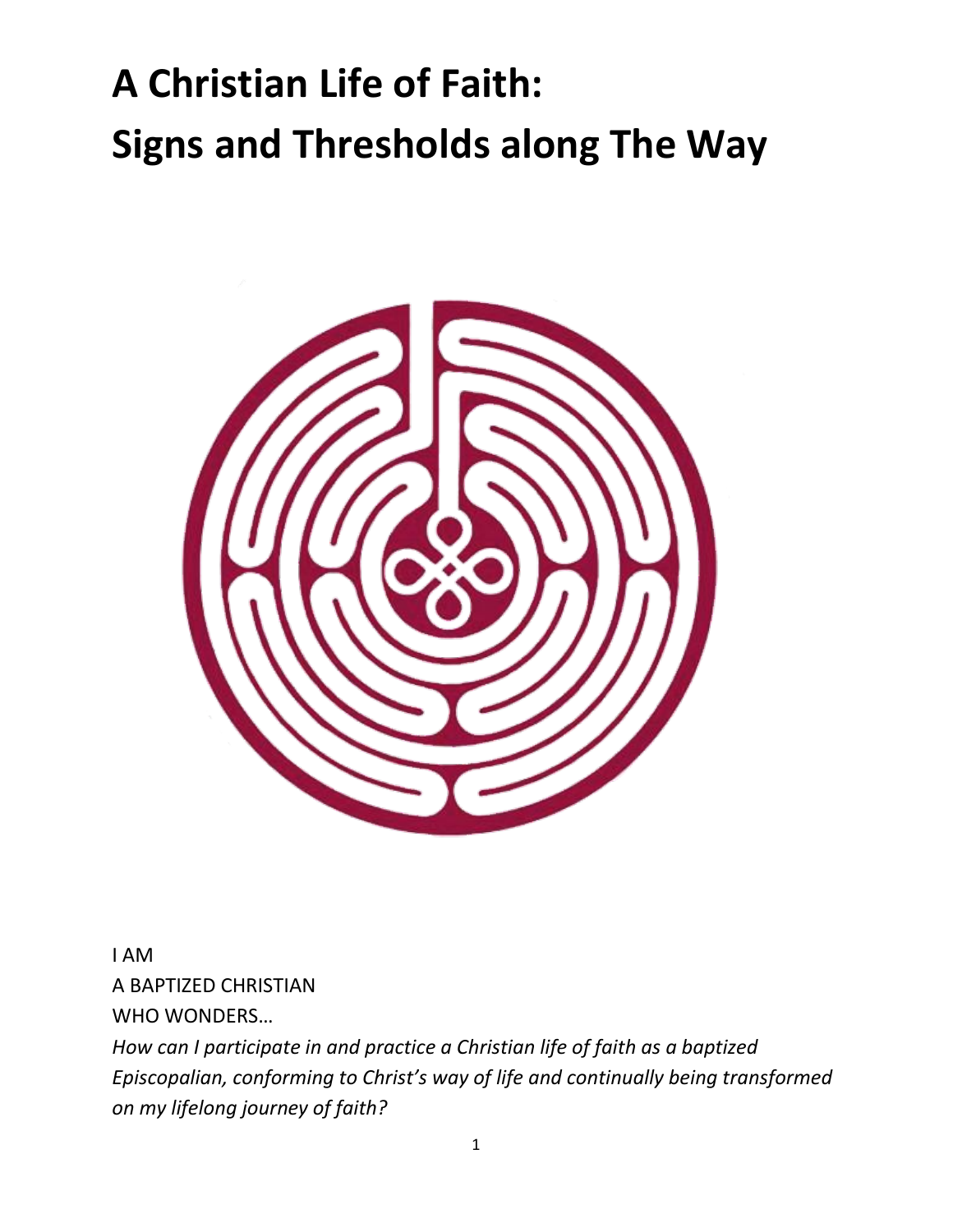# A Christian Life of Faith:
# Signs and Thresholds along The Way

I AM
A BAPTIZED CHRISTIAN
WHO WONDERS…

*How can I participate in and practice a Christian life of faith as a baptized Episcopalian, conforming to Christ's way of life and continually being transformed on my lifelong journey of faith?*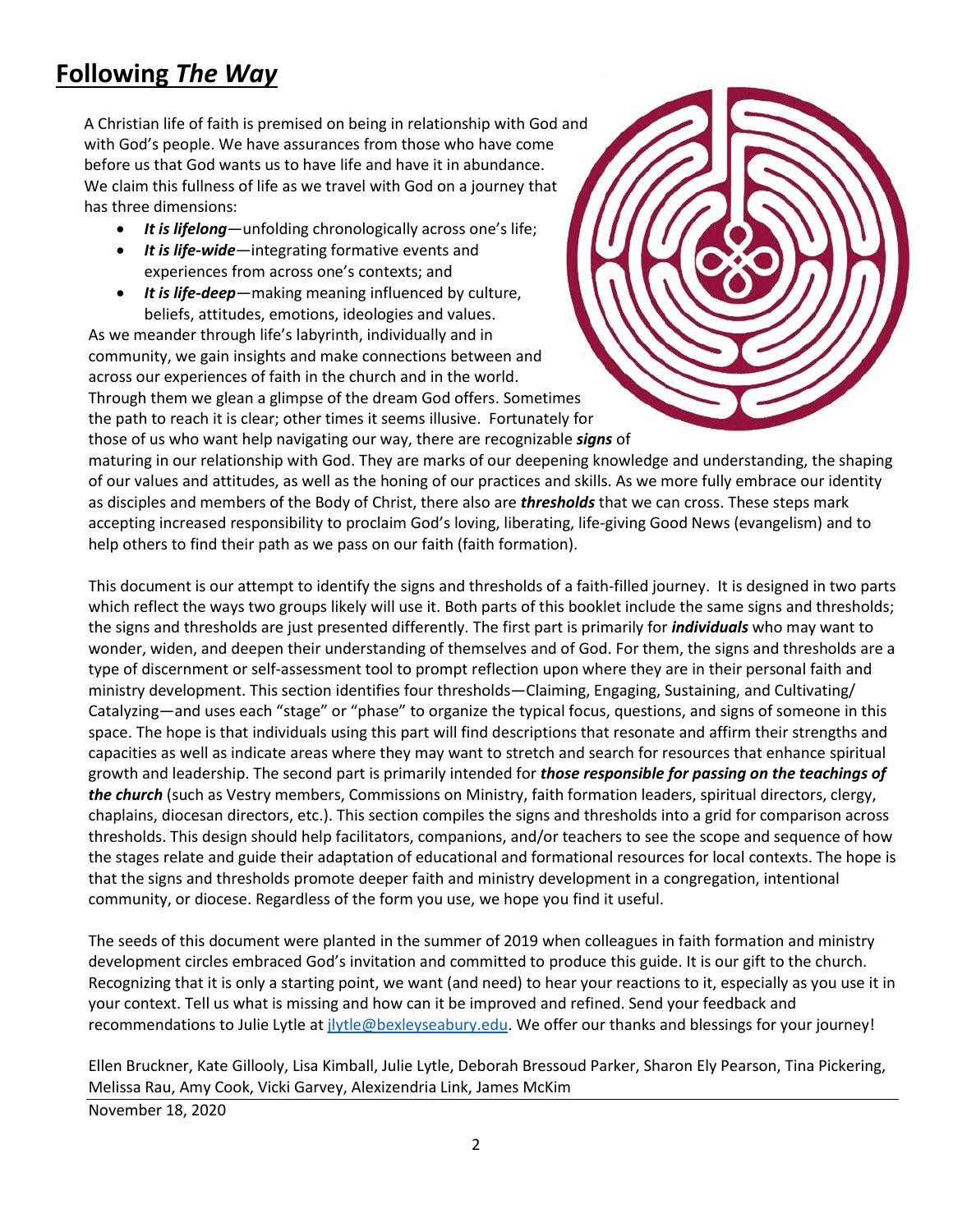# Following *The Way*

A Christian life of faith is premised on being in relationship with God and with God's people. We have assurances from those who have come before us that God wants us to have life and have it in abundance. We claim this fullness of life as we travel with God on a journey that has three dimensions:

- ***It is lifelong***—unfolding chronologically across one's life;
- ***It is life-wide***—integrating formative events and experiences from across one's contexts; and
- ***It is life-deep***—making meaning influenced by culture, beliefs, attitudes, emotions, ideologies and values.

As we meander through life's labyrinth, individually and in community, we gain insights and make connections between and across our experiences of faith in the church and in the world. Through them we glean a glimpse of the dream God offers. Sometimes the path to reach it is clear; other times it seems illusive. Fortunately for those of us who want help navigating our way, there are recognizable ***signs*** of maturing in our relationship with God. They are marks of our deepening knowledge and understanding, the shaping of our values and attitudes, as well as the honing of our practices and skills. As we more fully embrace our identity as disciples and members of the Body of Christ, there also are ***thresholds*** that we can cross. These steps mark accepting increased responsibility to proclaim God's loving, liberating, life-giving Good News (evangelism) and to help others to find their path as we pass on our faith (faith formation).

This document is our attempt to identify the signs and thresholds of a faith-filled journey. It is designed in two parts which reflect the ways two groups likely will use it. Both parts of this booklet include the same signs and thresholds; the signs and thresholds are just presented differently. The first part is primarily for ***individuals*** who may want to wonder, widen, and deepen their understanding of themselves and of God. For them, the signs and thresholds are a type of discernment or self-assessment tool to prompt reflection upon where they are in their personal faith and ministry development. This section identifies four thresholds—Claiming, Engaging, Sustaining, and Cultivating/ Catalyzing—and uses each "stage" or "phase" to organize the typical focus, questions, and signs of someone in this space. The hope is that individuals using this part will find descriptions that resonate and affirm their strengths and capacities as well as indicate areas where they may want to stretch and search for resources that enhance spiritual growth and leadership. The second part is primarily intended for ***those responsible for passing on the teachings of the church*** (such as Vestry members, Commissions on Ministry, faith formation leaders, spiritual directors, clergy, chaplains, diocesan directors, etc.). This section compiles the signs and thresholds into a grid for comparison across thresholds. This design should help facilitators, companions, and/or teachers to see the scope and sequence of how the stages relate and guide their adaptation of educational and formational resources for local contexts. The hope is that the signs and thresholds promote deeper faith and ministry development in a congregation, intentional community, or diocese. Regardless of the form you use, we hope you find it useful.

The seeds of this document were planted in the summer of 2019 when colleagues in faith formation and ministry development circles embraced God's invitation and committed to produce this guide. It is our gift to the church. Recognizing that it is only a starting point, we want (and need) to hear your reactions to it, especially as you use it in your context. Tell us what is missing and how can it be improved and refined. Send your feedback and recommendations to Julie Lytle at jlytle@bexleyseabury.edu. We offer our thanks and blessings for your journey!

Ellen Bruckner, Kate Gillooly, Lisa Kimball, Julie Lytle, Deborah Bressoud Parker, Sharon Ely Pearson, Tina Pickering, Melissa Rau, Amy Cook, Vicki Garvey, Alexizendria Link, James McKim

November 18, 2020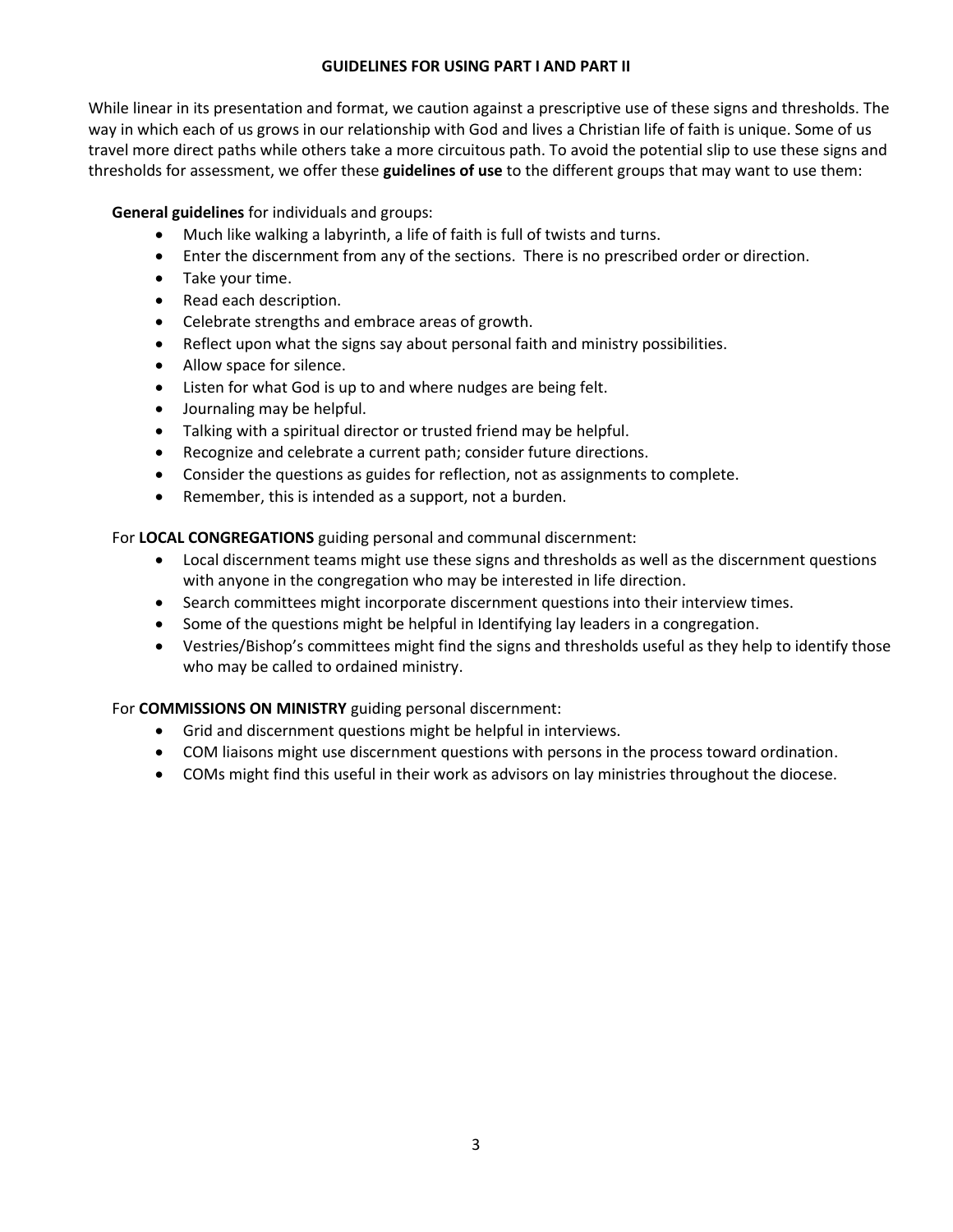## GUIDELINES FOR USING PART I AND PART II

While linear in its presentation and format, we caution against a prescriptive use of these signs and thresholds. The way in which each of us grows in our relationship with God and lives a Christian life of faith is unique. Some of us travel more direct paths while others take a more circuitous path. To avoid the potential slip to use these signs and thresholds for assessment, we offer these **guidelines of use** to the different groups that may want to use them:

**General guidelines** for individuals and groups:

- Much like walking a labyrinth, a life of faith is full of twists and turns.
- Enter the discernment from any of the sections. There is no prescribed order or direction.
- Take your time.
- Read each description.
- Celebrate strengths and embrace areas of growth.
- Reflect upon what the signs say about personal faith and ministry possibilities.
- Allow space for silence.
- Listen for what God is up to and where nudges are being felt.
- Journaling may be helpful.
- Talking with a spiritual director or trusted friend may be helpful.
- Recognize and celebrate a current path; consider future directions.
- Consider the questions as guides for reflection, not as assignments to complete.
- Remember, this is intended as a support, not a burden.

For **LOCAL CONGREGATIONS** guiding personal and communal discernment:

- Local discernment teams might use these signs and thresholds as well as the discernment questions with anyone in the congregation who may be interested in life direction.
- Search committees might incorporate discernment questions into their interview times.
- Some of the questions might be helpful in Identifying lay leaders in a congregation.
- Vestries/Bishop's committees might find the signs and thresholds useful as they help to identify those who may be called to ordained ministry.

For **COMMISSIONS ON MINISTRY** guiding personal discernment:

- Grid and discernment questions might be helpful in interviews.
- COM liaisons might use discernment questions with persons in the process toward ordination.
- COMs might find this useful in their work as advisors on lay ministries throughout the diocese.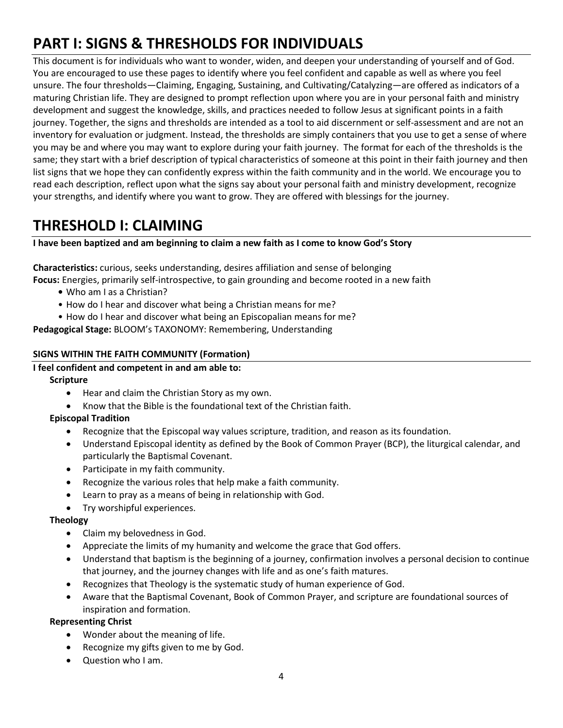# PART I: SIGNS & THRESHOLDS FOR INDIVIDUALS

This document is for individuals who want to wonder, widen, and deepen your understanding of yourself and of God. You are encouraged to use these pages to identify where you feel confident and capable as well as where you feel unsure. The four thresholds—Claiming, Engaging, Sustaining, and Cultivating/Catalyzing—are offered as indicators of a maturing Christian life. They are designed to prompt reflection upon where you are in your personal faith and ministry development and suggest the knowledge, skills, and practices needed to follow Jesus at significant points in a faith journey. Together, the signs and thresholds are intended as a tool to aid discernment or self-assessment and are not an inventory for evaluation or judgment. Instead, the thresholds are simply containers that you use to get a sense of where you may be and where you may want to explore during your faith journey. The format for each of the thresholds is the same; they start with a brief description of typical characteristics of someone at this point in their faith journey and then list signs that we hope they can confidently express within the faith community and in the world. We encourage you to read each description, reflect upon what the signs say about your personal faith and ministry development, recognize your strengths, and identify where you want to grow. They are offered with blessings for the journey.

# THRESHOLD I: CLAIMING

**I have been baptized and am beginning to claim a new faith as I come to know God's Story**

**Characteristics:** curious, seeks understanding, desires affiliation and sense of belonging
**Focus:** Energies, primarily self-introspective, to gain grounding and become rooted in a new faith

- Who am I as a Christian?
- How do I hear and discover what being a Christian means for me?
- How do I hear and discover what being an Episcopalian means for me?

**Pedagogical Stage:** BLOOM's TAXONOMY: Remembering, Understanding

**SIGNS WITHIN THE FAITH COMMUNITY (Formation)**

**I feel confident and competent in and am able to:**

**Scripture**

- Hear and claim the Christian Story as my own.
- Know that the Bible is the foundational text of the Christian faith.

**Episcopal Tradition**

- Recognize that the Episcopal way values scripture, tradition, and reason as its foundation.
- Understand Episcopal identity as defined by the Book of Common Prayer (BCP), the liturgical calendar, and particularly the Baptismal Covenant.
- Participate in my faith community.
- Recognize the various roles that help make a faith community.
- Learn to pray as a means of being in relationship with God.
- Try worshipful experiences.

**Theology**

- Claim my belovedness in God.
- Appreciate the limits of my humanity and welcome the grace that God offers.
- Understand that baptism is the beginning of a journey, confirmation involves a personal decision to continue that journey, and the journey changes with life and as one's faith matures.
- Recognizes that Theology is the systematic study of human experience of God.
- Aware that the Baptismal Covenant, Book of Common Prayer, and scripture are foundational sources of inspiration and formation.

**Representing Christ**

- Wonder about the meaning of life.
- Recognize my gifts given to me by God.
- Question who I am.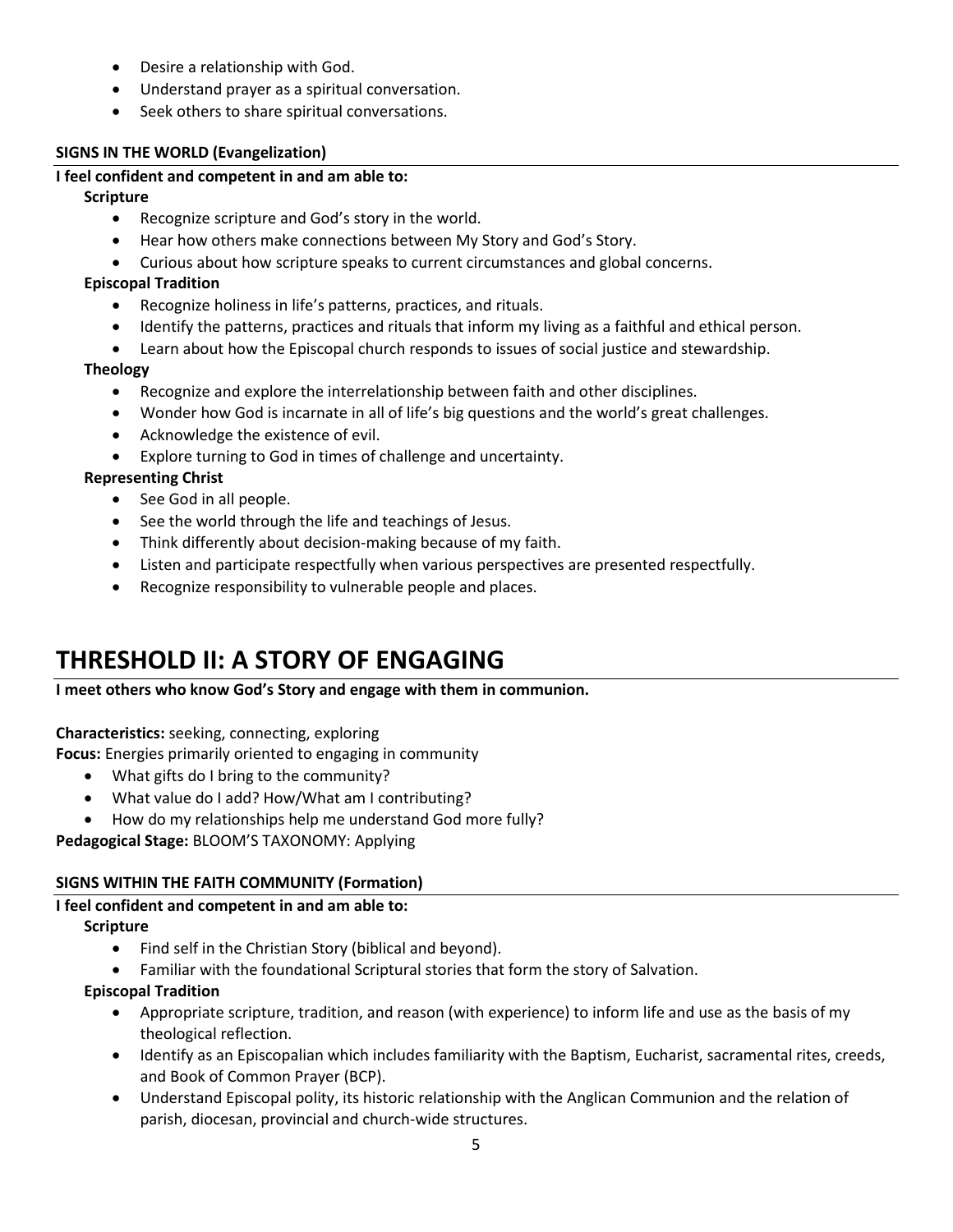- Desire a relationship with God.
- Understand prayer as a spiritual conversation.
- Seek others to share spiritual conversations.

**SIGNS IN THE WORLD (Evangelization)**

**I feel confident and competent in and am able to:**

**Scripture**

- Recognize scripture and God's story in the world.
- Hear how others make connections between My Story and God's Story.
- Curious about how scripture speaks to current circumstances and global concerns.

**Episcopal Tradition**

- Recognize holiness in life's patterns, practices, and rituals.
- Identify the patterns, practices and rituals that inform my living as a faithful and ethical person.
- Learn about how the Episcopal church responds to issues of social justice and stewardship.

**Theology**

- Recognize and explore the interrelationship between faith and other disciplines.
- Wonder how God is incarnate in all of life's big questions and the world's great challenges.
- Acknowledge the existence of evil.
- Explore turning to God in times of challenge and uncertainty.

**Representing Christ**

- See God in all people.
- See the world through the life and teachings of Jesus.
- Think differently about decision-making because of my faith.
- Listen and participate respectfully when various perspectives are presented respectfully.
- Recognize responsibility to vulnerable people and places.

# THRESHOLD II: A STORY OF ENGAGING

**I meet others who know God's Story and engage with them in communion.**

**Characteristics:** seeking, connecting, exploring

**Focus:** Energies primarily oriented to engaging in community

- What gifts do I bring to the community?
- What value do I add? How/What am I contributing?
- How do my relationships help me understand God more fully?

**Pedagogical Stage:** BLOOM'S TAXONOMY: Applying

**SIGNS WITHIN THE FAITH COMMUNITY (Formation)**

**I feel confident and competent in and am able to:**

**Scripture**

- Find self in the Christian Story (biblical and beyond).
- Familiar with the foundational Scriptural stories that form the story of Salvation.

**Episcopal Tradition**

- Appropriate scripture, tradition, and reason (with experience) to inform life and use as the basis of my theological reflection.
- Identify as an Episcopalian which includes familiarity with the Baptism, Eucharist, sacramental rites, creeds, and Book of Common Prayer (BCP).
- Understand Episcopal polity, its historic relationship with the Anglican Communion and the relation of parish, diocesan, provincial and church-wide structures.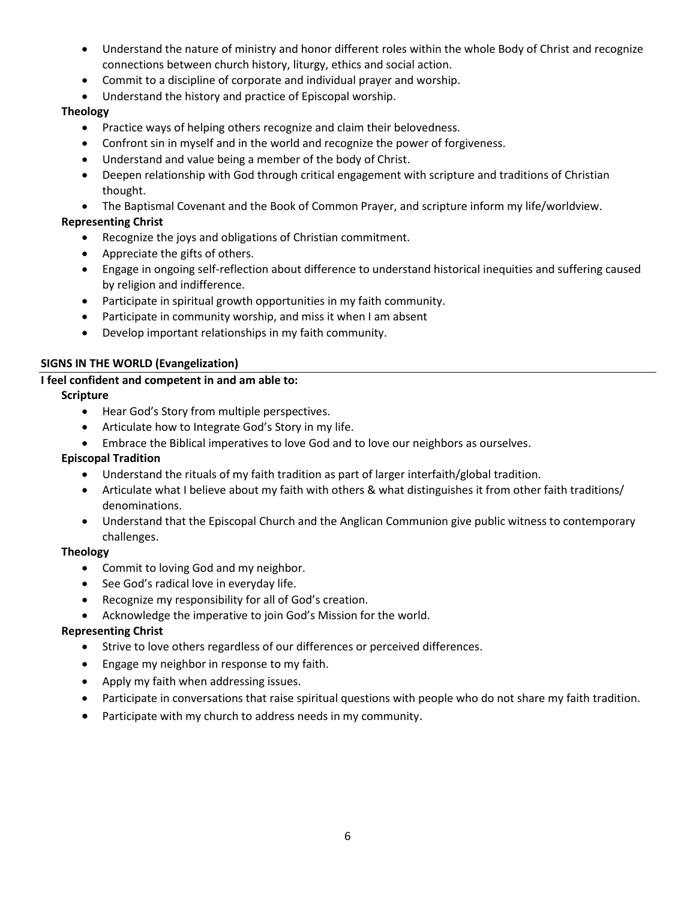- Understand the nature of ministry and honor different roles within the whole Body of Christ and recognize connections between church history, liturgy, ethics and social action.
- Commit to a discipline of corporate and individual prayer and worship.
- Understand the history and practice of Episcopal worship.

**Theology**

- Practice ways of helping others recognize and claim their belovedness.
- Confront sin in myself and in the world and recognize the power of forgiveness.
- Understand and value being a member of the body of Christ.
- Deepen relationship with God through critical engagement with scripture and traditions of Christian thought.
- The Baptismal Covenant and the Book of Common Prayer, and scripture inform my life/worldview.

**Representing Christ**

- Recognize the joys and obligations of Christian commitment.
- Appreciate the gifts of others.
- Engage in ongoing self-reflection about difference to understand historical inequities and suffering caused by religion and indifference.
- Participate in spiritual growth opportunities in my faith community.
- Participate in community worship, and miss it when I am absent
- Develop important relationships in my faith community.

## SIGNS IN THE WORLD (Evangelization)

**I feel confident and competent in and am able to:**

**Scripture**

- Hear God's Story from multiple perspectives.
- Articulate how to Integrate God's Story in my life.
- Embrace the Biblical imperatives to love God and to love our neighbors as ourselves.

**Episcopal Tradition**

- Understand the rituals of my faith tradition as part of larger interfaith/global tradition.
- Articulate what I believe about my faith with others & what distinguishes it from other faith traditions/ denominations.
- Understand that the Episcopal Church and the Anglican Communion give public witness to contemporary challenges.

**Theology**

- Commit to loving God and my neighbor.
- See God's radical love in everyday life.
- Recognize my responsibility for all of God's creation.
- Acknowledge the imperative to join God's Mission for the world.

**Representing Christ**

- Strive to love others regardless of our differences or perceived differences.
- Engage my neighbor in response to my faith.
- Apply my faith when addressing issues.
- Participate in conversations that raise spiritual questions with people who do not share my faith tradition.
- Participate with my church to address needs in my community.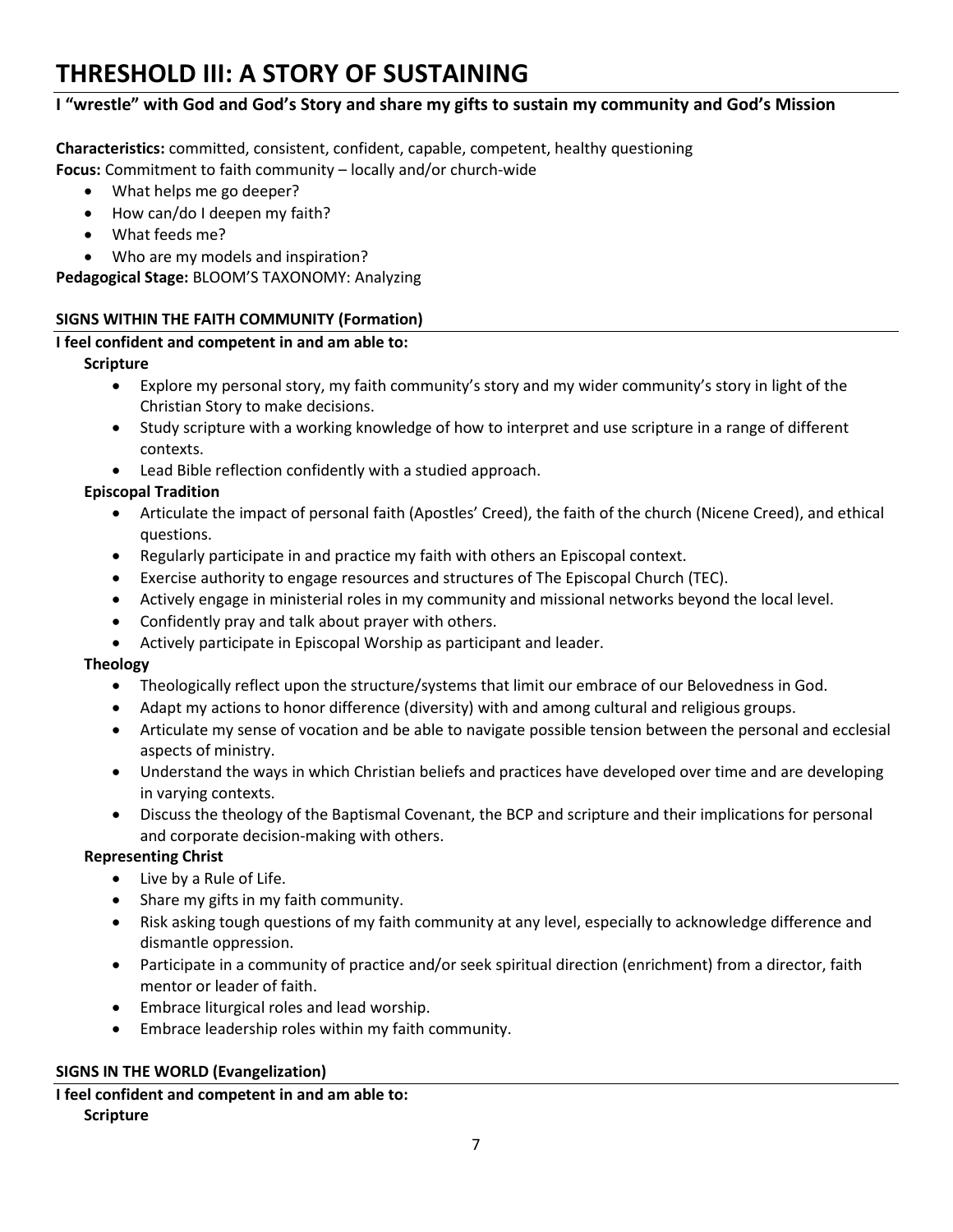# THRESHOLD III: A STORY OF SUSTAINING

**I "wrestle" with God and God's Story and share my gifts to sustain my community and God's Mission**

**Characteristics:** committed, consistent, confident, capable, competent, healthy questioning

**Focus:** Commitment to faith community – locally and/or church-wide

- What helps me go deeper?
- How can/do I deepen my faith?
- What feeds me?
- Who are my models and inspiration?

**Pedagogical Stage:** BLOOM'S TAXONOMY: Analyzing

## SIGNS WITHIN THE FAITH COMMUNITY (Formation)

**I feel confident and competent in and am able to:**

**Scripture**

- Explore my personal story, my faith community's story and my wider community's story in light of the Christian Story to make decisions.
- Study scripture with a working knowledge of how to interpret and use scripture in a range of different contexts.
- Lead Bible reflection confidently with a studied approach.

**Episcopal Tradition**

- Articulate the impact of personal faith (Apostles' Creed), the faith of the church (Nicene Creed), and ethical questions.
- Regularly participate in and practice my faith with others an Episcopal context.
- Exercise authority to engage resources and structures of The Episcopal Church (TEC).
- Actively engage in ministerial roles in my community and missional networks beyond the local level.
- Confidently pray and talk about prayer with others.
- Actively participate in Episcopal Worship as participant and leader.

**Theology**

- Theologically reflect upon the structure/systems that limit our embrace of our Belovedness in God.
- Adapt my actions to honor difference (diversity) with and among cultural and religious groups.
- Articulate my sense of vocation and be able to navigate possible tension between the personal and ecclesial aspects of ministry.
- Understand the ways in which Christian beliefs and practices have developed over time and are developing in varying contexts.
- Discuss the theology of the Baptismal Covenant, the BCP and scripture and their implications for personal and corporate decision-making with others.

**Representing Christ**

- Live by a Rule of Life.
- Share my gifts in my faith community.
- Risk asking tough questions of my faith community at any level, especially to acknowledge difference and dismantle oppression.
- Participate in a community of practice and/or seek spiritual direction (enrichment) from a director, faith mentor or leader of faith.
- Embrace liturgical roles and lead worship.
- Embrace leadership roles within my faith community.

## SIGNS IN THE WORLD (Evangelization)

**I feel confident and competent in and am able to:**

**Scripture**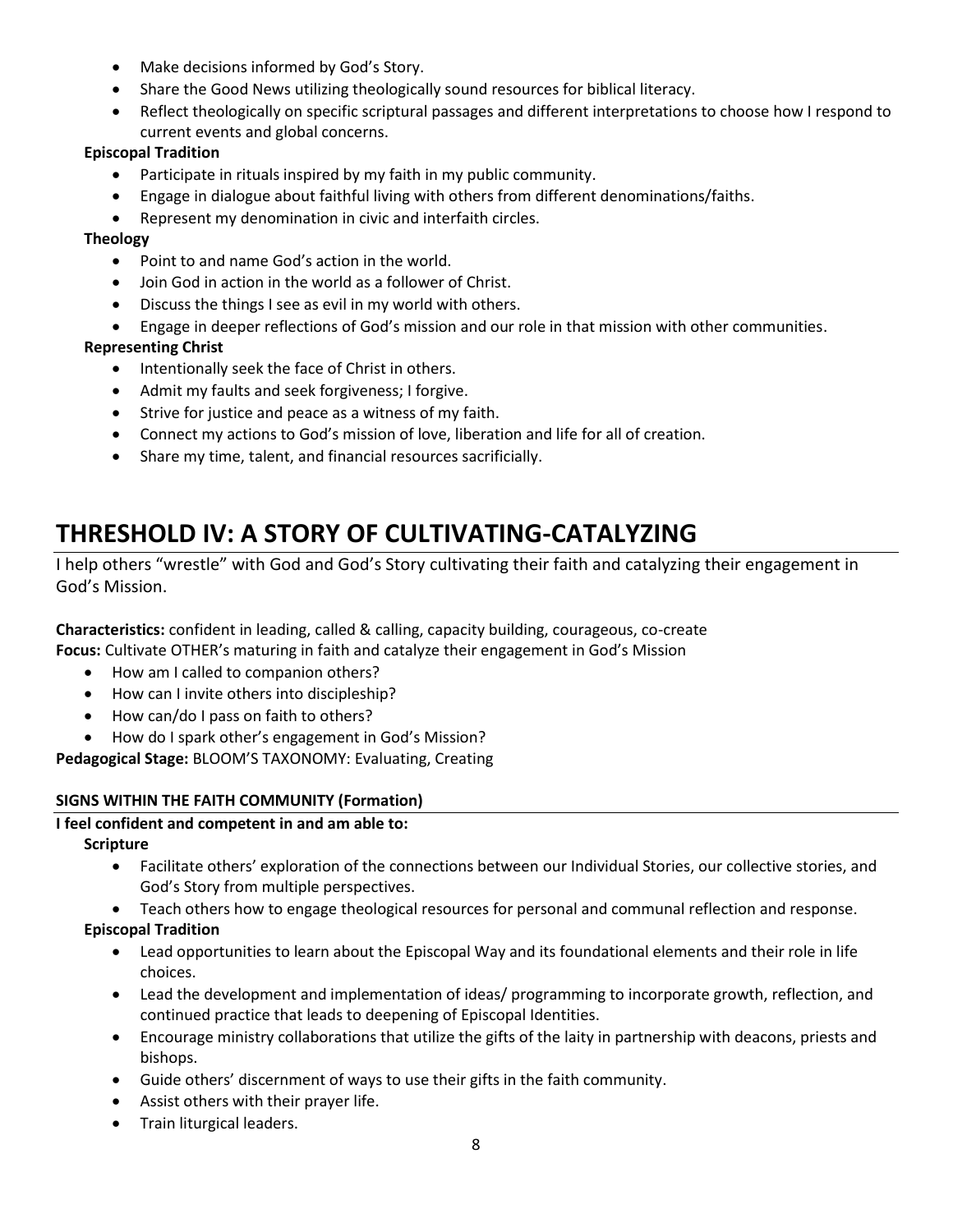- Make decisions informed by God's Story.
- Share the Good News utilizing theologically sound resources for biblical literacy.
- Reflect theologically on specific scriptural passages and different interpretations to choose how I respond to current events and global concerns.

**Episcopal Tradition**

- Participate in rituals inspired by my faith in my public community.
- Engage in dialogue about faithful living with others from different denominations/faiths.
- Represent my denomination in civic and interfaith circles.

**Theology**

- Point to and name God's action in the world.
- Join God in action in the world as a follower of Christ.
- Discuss the things I see as evil in my world with others.
- Engage in deeper reflections of God's mission and our role in that mission with other communities.

**Representing Christ**

- Intentionally seek the face of Christ in others.
- Admit my faults and seek forgiveness; I forgive.
- Strive for justice and peace as a witness of my faith.
- Connect my actions to God's mission of love, liberation and life for all of creation.
- Share my time, talent, and financial resources sacrificially.

# THRESHOLD IV: A STORY OF CULTIVATING-CATALYZING

I help others "wrestle" with God and God's Story cultivating their faith and catalyzing their engagement in God's Mission.

**Characteristics:** confident in leading, called & calling, capacity building, courageous, co-create
**Focus:** Cultivate OTHER's maturing in faith and catalyze their engagement in God's Mission

- How am I called to companion others?
- How can I invite others into discipleship?
- How can/do I pass on faith to others?
- How do I spark other's engagement in God's Mission?

**Pedagogical Stage:** BLOOM'S TAXONOMY: Evaluating, Creating

**SIGNS WITHIN THE FAITH COMMUNITY (Formation)**

**I feel confident and competent in and am able to:**

**Scripture**

- Facilitate others' exploration of the connections between our Individual Stories, our collective stories, and God's Story from multiple perspectives.
- Teach others how to engage theological resources for personal and communal reflection and response.

**Episcopal Tradition**

- Lead opportunities to learn about the Episcopal Way and its foundational elements and their role in life choices.
- Lead the development and implementation of ideas/ programming to incorporate growth, reflection, and continued practice that leads to deepening of Episcopal Identities.
- Encourage ministry collaborations that utilize the gifts of the laity in partnership with deacons, priests and bishops.
- Guide others' discernment of ways to use their gifts in the faith community.
- Assist others with their prayer life.
- Train liturgical leaders.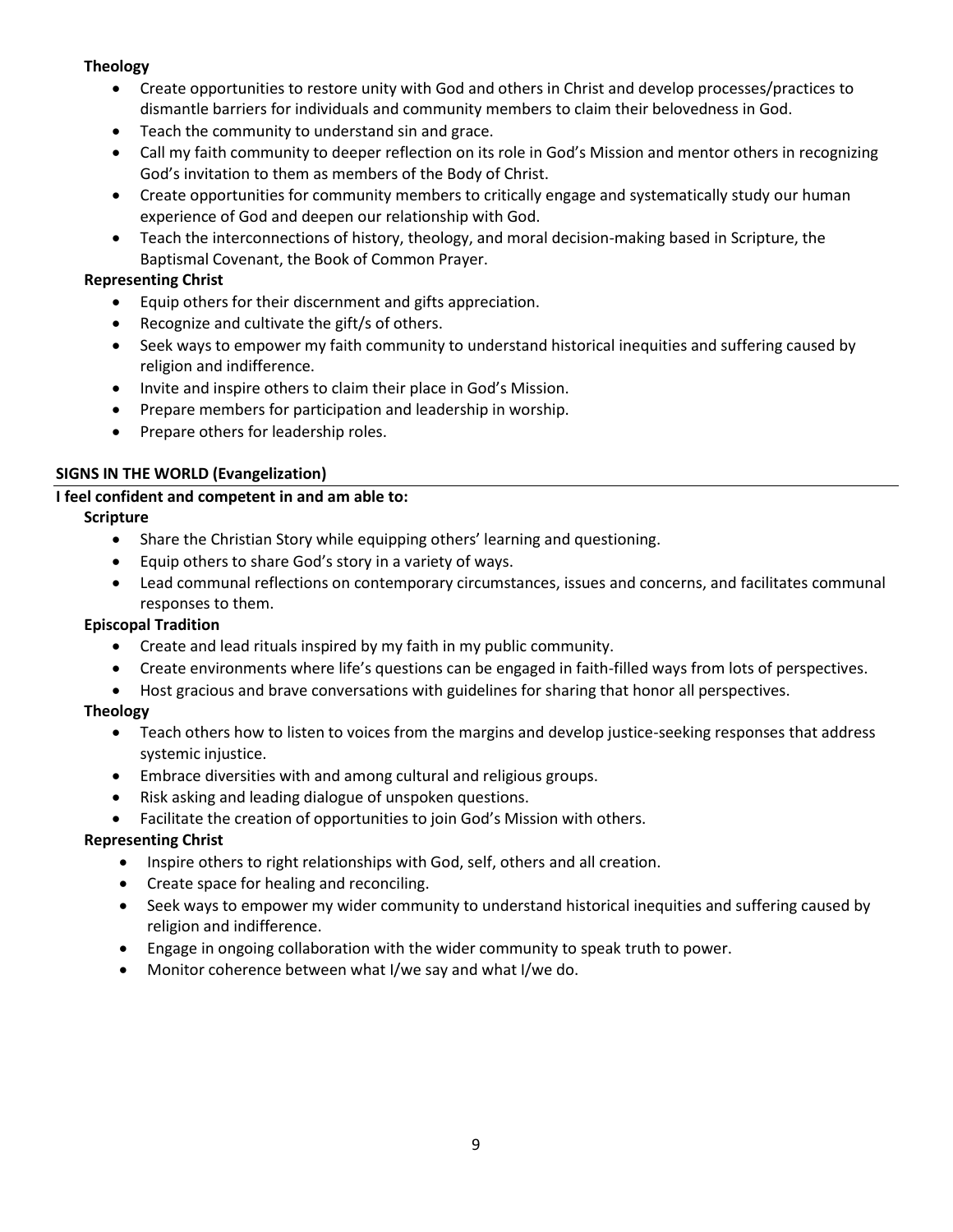**Theology**

- Create opportunities to restore unity with God and others in Christ and develop processes/practices to dismantle barriers for individuals and community members to claim their belovedness in God.
- Teach the community to understand sin and grace.
- Call my faith community to deeper reflection on its role in God's Mission and mentor others in recognizing God's invitation to them as members of the Body of Christ.
- Create opportunities for community members to critically engage and systematically study our human experience of God and deepen our relationship with God.
- Teach the interconnections of history, theology, and moral decision-making based in Scripture, the Baptismal Covenant, the Book of Common Prayer.

**Representing Christ**

- Equip others for their discernment and gifts appreciation.
- Recognize and cultivate the gift/s of others.
- Seek ways to empower my faith community to understand historical inequities and suffering caused by religion and indifference.
- Invite and inspire others to claim their place in God's Mission.
- Prepare members for participation and leadership in worship.
- Prepare others for leadership roles.

**SIGNS IN THE WORLD (Evangelization)**

**I feel confident and competent in and am able to:**

**Scripture**

- Share the Christian Story while equipping others' learning and questioning.
- Equip others to share God's story in a variety of ways.
- Lead communal reflections on contemporary circumstances, issues and concerns, and facilitates communal responses to them.

**Episcopal Tradition**

- Create and lead rituals inspired by my faith in my public community.
- Create environments where life's questions can be engaged in faith-filled ways from lots of perspectives.
- Host gracious and brave conversations with guidelines for sharing that honor all perspectives.

**Theology**

- Teach others how to listen to voices from the margins and develop justice-seeking responses that address systemic injustice.
- Embrace diversities with and among cultural and religious groups.
- Risk asking and leading dialogue of unspoken questions.
- Facilitate the creation of opportunities to join God's Mission with others.

**Representing Christ**

- Inspire others to right relationships with God, self, others and all creation.
- Create space for healing and reconciling.
- Seek ways to empower my wider community to understand historical inequities and suffering caused by religion and indifference.
- Engage in ongoing collaboration with the wider community to speak truth to power.
- Monitor coherence between what I/we say and what I/we do.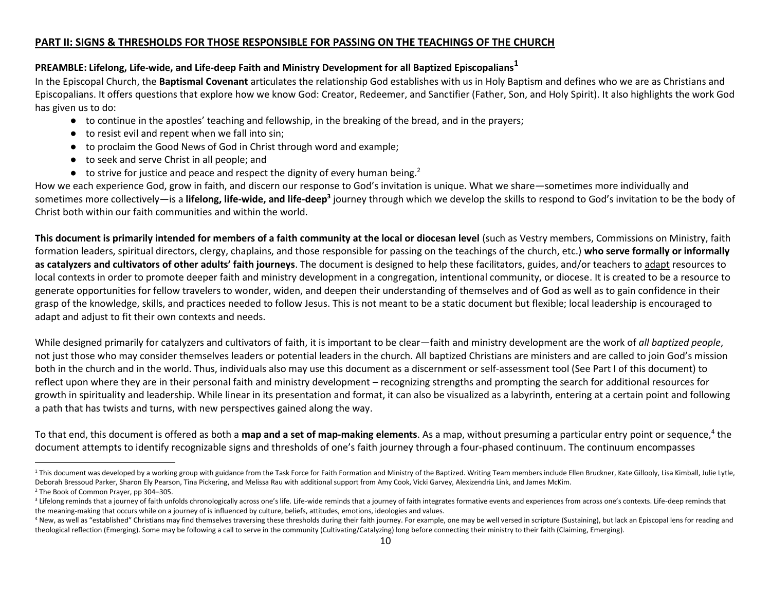## PART II: SIGNS & THRESHOLDS FOR THOSE RESPONSIBLE FOR PASSING ON THE TEACHINGS OF THE CHURCH

### PREAMBLE: Lifelong, Life-wide, and Life-deep Faith and Ministry Development for all Baptized Episcopalians[1]

In the Episcopal Church, the **Baptismal Covenant** articulates the relationship God establishes with us in Holy Baptism and defines who we are as Christians and Episcopalians. It offers questions that explore how we know God: Creator, Redeemer, and Sanctifier (Father, Son, and Holy Spirit). It also highlights the work God has given us to do:

- to continue in the apostles' teaching and fellowship, in the breaking of the bread, and in the prayers;
- to resist evil and repent when we fall into sin;
- to proclaim the Good News of God in Christ through word and example;
- to seek and serve Christ in all people; and
- to strive for justice and peace and respect the dignity of every human being.[2]

How we each experience God, grow in faith, and discern our response to God's invitation is unique. What we share—sometimes more individually and sometimes more collectively—is a **lifelong, life-wide, and life-deep**[3] journey through which we develop the skills to respond to God's invitation to be the body of Christ both within our faith communities and within the world.

**This document is primarily intended for members of a faith community at the local or diocesan level** (such as Vestry members, Commissions on Ministry, faith formation leaders, spiritual directors, clergy, chaplains, and those responsible for passing on the teachings of the church, etc.) **who serve formally or informally as catalyzers and cultivators of other adults' faith journeys**. The document is designed to help these facilitators, guides, and/or teachers to adapt resources to local contexts in order to promote deeper faith and ministry development in a congregation, intentional community, or diocese. It is created to be a resource to generate opportunities for fellow travelers to wonder, widen, and deepen their understanding of themselves and of God as well as to gain confidence in their grasp of the knowledge, skills, and practices needed to follow Jesus. This is not meant to be a static document but flexible; local leadership is encouraged to adapt and adjust to fit their own contexts and needs.

While designed primarily for catalyzers and cultivators of faith, it is important to be clear—faith and ministry development are the work of *all baptized people*, not just those who may consider themselves leaders or potential leaders in the church. All baptized Christians are ministers and are called to join God's mission both in the church and in the world. Thus, individuals also may use this document as a discernment or self-assessment tool (See Part I of this document) to reflect upon where they are in their personal faith and ministry development – recognizing strengths and prompting the search for additional resources for growth in spirituality and leadership. While linear in its presentation and format, it can also be visualized as a labyrinth, entering at a certain point and following a path that has twists and turns, with new perspectives gained along the way.

To that end, this document is offered as both a **map and a set of map-making elements**. As a map, without presuming a particular entry point or sequence,[4] the document attempts to identify recognizable signs and thresholds of one's faith journey through a four-phased continuum. The continuum encompasses

---

[1] This document was developed by a working group with guidance from the Task Force for Faith Formation and Ministry of the Baptized. Writing Team members include Ellen Bruckner, Kate Gillooly, Lisa Kimball, Julie Lytle, Deborah Bressoud Parker, Sharon Ely Pearson, Tina Pickering, and Melissa Rau with additional support from Amy Cook, Vicki Garvey, Alexizendria Link, and James McKim.

[2] The Book of Common Prayer, pp 304–305.

[3] Lifelong reminds that a journey of faith unfolds chronologically across one's life. Life-wide reminds that a journey of faith integrates formative events and experiences from across one's contexts. Life-deep reminds that the meaning-making that occurs while on a journey of is influenced by culture, beliefs, attitudes, emotions, ideologies and values.

[4] New, as well as "established" Christians may find themselves traversing these thresholds during their faith journey. For example, one may be well versed in scripture (Sustaining), but lack an Episcopal lens for reading and theological reflection (Emerging). Some may be following a call to serve in the community (Cultivating/Catalyzing) long before connecting their ministry to their faith (Claiming, Emerging).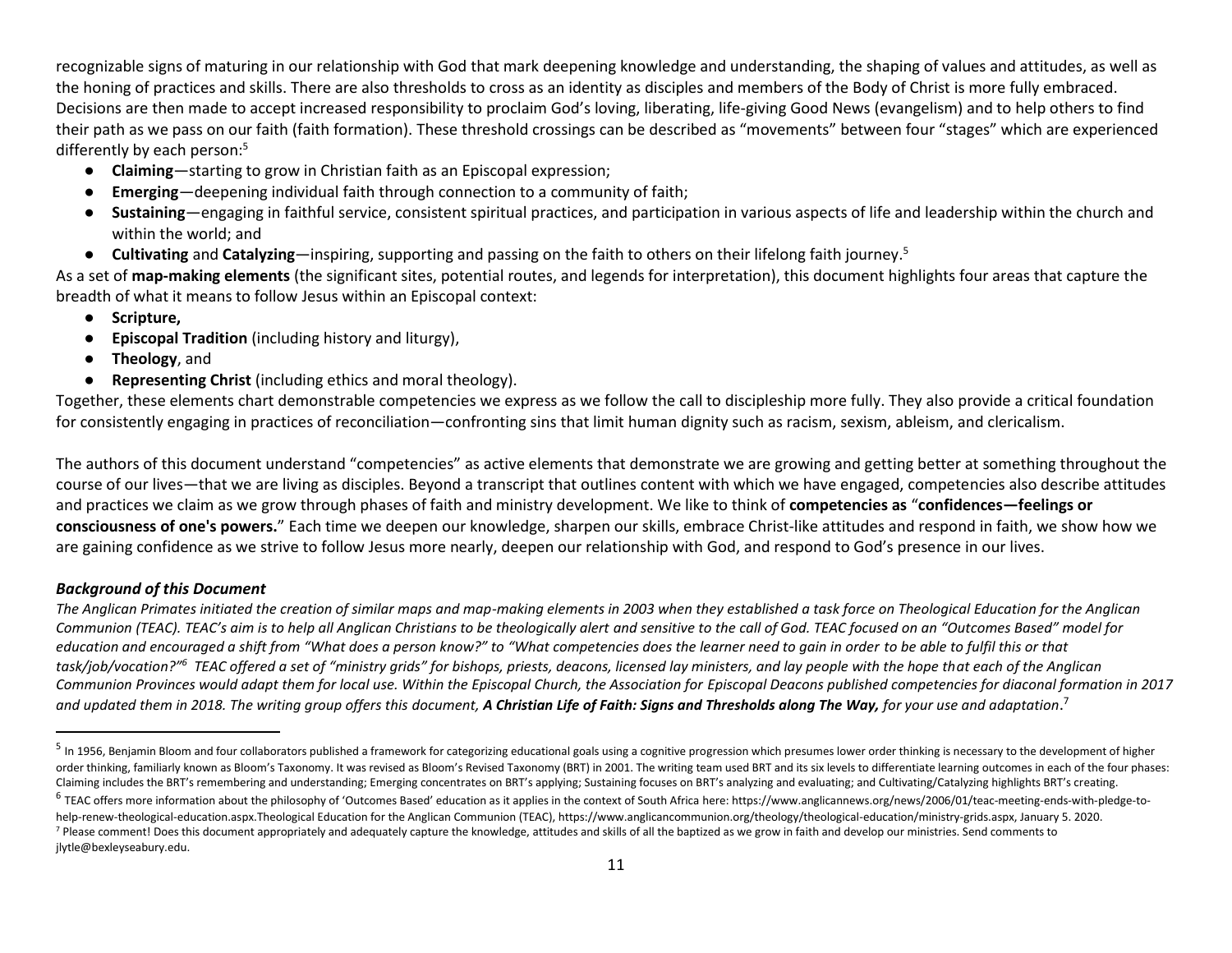recognizable signs of maturing in our relationship with God that mark deepening knowledge and understanding, the shaping of values and attitudes, as well as the honing of practices and skills. There are also thresholds to cross as an identity as disciples and members of the Body of Christ is more fully embraced. Decisions are then made to accept increased responsibility to proclaim God's loving, liberating, life-giving Good News (evangelism) and to help others to find their path as we pass on our faith (faith formation). These threshold crossings can be described as "movements" between four "stages" which are experienced differently by each person:[5]

- **Claiming**—starting to grow in Christian faith as an Episcopal expression;
- **Emerging**—deepening individual faith through connection to a community of faith;
- **Sustaining**—engaging in faithful service, consistent spiritual practices, and participation in various aspects of life and leadership within the church and within the world; and
- **Cultivating** and **Catalyzing**—inspiring, supporting and passing on the faith to others on their lifelong faith journey.[5]

As a set of **map-making elements** (the significant sites, potential routes, and legends for interpretation), this document highlights four areas that capture the breadth of what it means to follow Jesus within an Episcopal context:

- **Scripture,**
- **Episcopal Tradition** (including history and liturgy),
- **Theology**, and
- **Representing Christ** (including ethics and moral theology).

Together, these elements chart demonstrable competencies we express as we follow the call to discipleship more fully. They also provide a critical foundation for consistently engaging in practices of reconciliation—confronting sins that limit human dignity such as racism, sexism, ableism, and clericalism.

The authors of this document understand "competencies" as active elements that demonstrate we are growing and getting better at something throughout the course of our lives—that we are living as disciples. Beyond a transcript that outlines content with which we have engaged, competencies also describe attitudes and practices we claim as we grow through phases of faith and ministry development. We like to think of **competencies as** "**confidences—feelings or consciousness of one's powers.**" Each time we deepen our knowledge, sharpen our skills, embrace Christ-like attitudes and respond in faith, we show how we are gaining confidence as we strive to follow Jesus more nearly, deepen our relationship with God, and respond to God's presence in our lives.

### *Background of this Document*

*The Anglican Primates initiated the creation of similar maps and map-making elements in 2003 when they established a task force on Theological Education for the Anglican Communion (TEAC). TEAC's aim is to help all Anglican Christians to be theologically alert and sensitive to the call of God. TEAC focused on an "Outcomes Based" model for education and encouraged a shift from "What does a person know?" to "What competencies does the learner need to gain in order to be able to fulfil this or that task/job/vocation?"[6] TEAC offered a set of "ministry grids" for bishops, priests, deacons, licensed lay ministers, and lay people with the hope that each of the Anglican Communion Provinces would adapt them for local use. Within the Episcopal Church, the Association for Episcopal Deacons published competencies for diaconal formation in 2017 and updated them in 2018. The writing group offers this document, **A Christian Life of Faith: Signs and Thresholds along The Way,** for your use and adaptation.*[7]

---

[5] In 1956, Benjamin Bloom and four collaborators published a framework for categorizing educational goals using a cognitive progression which presumes lower order thinking is necessary to the development of higher order thinking, familiarly known as Bloom's Taxonomy. It was revised as Bloom's Revised Taxonomy (BRT) in 2001. The writing team used BRT and its six levels to differentiate learning outcomes in each of the four phases: Claiming includes the BRT's remembering and understanding; Emerging concentrates on BRT's applying; Sustaining focuses on BRT's analyzing and evaluating; and Cultivating/Catalyzing highlights BRT's creating.

[6] TEAC offers more information about the philosophy of 'Outcomes Based' education as it applies in the context of South Africa here: https://www.anglicannews.org/news/2006/01/teac-meeting-ends-with-pledge-to-help-renew-theological-education.aspx.Theological Education for the Anglican Communion (TEAC), https://www.anglicancommunion.org/theology/theological-education/ministry-grids.aspx, January 5. 2020.

[7] Please comment! Does this document appropriately and adequately capture the knowledge, attitudes and skills of all the baptized as we grow in faith and develop our ministries. Send comments to jlytle@bexleyseabury.edu.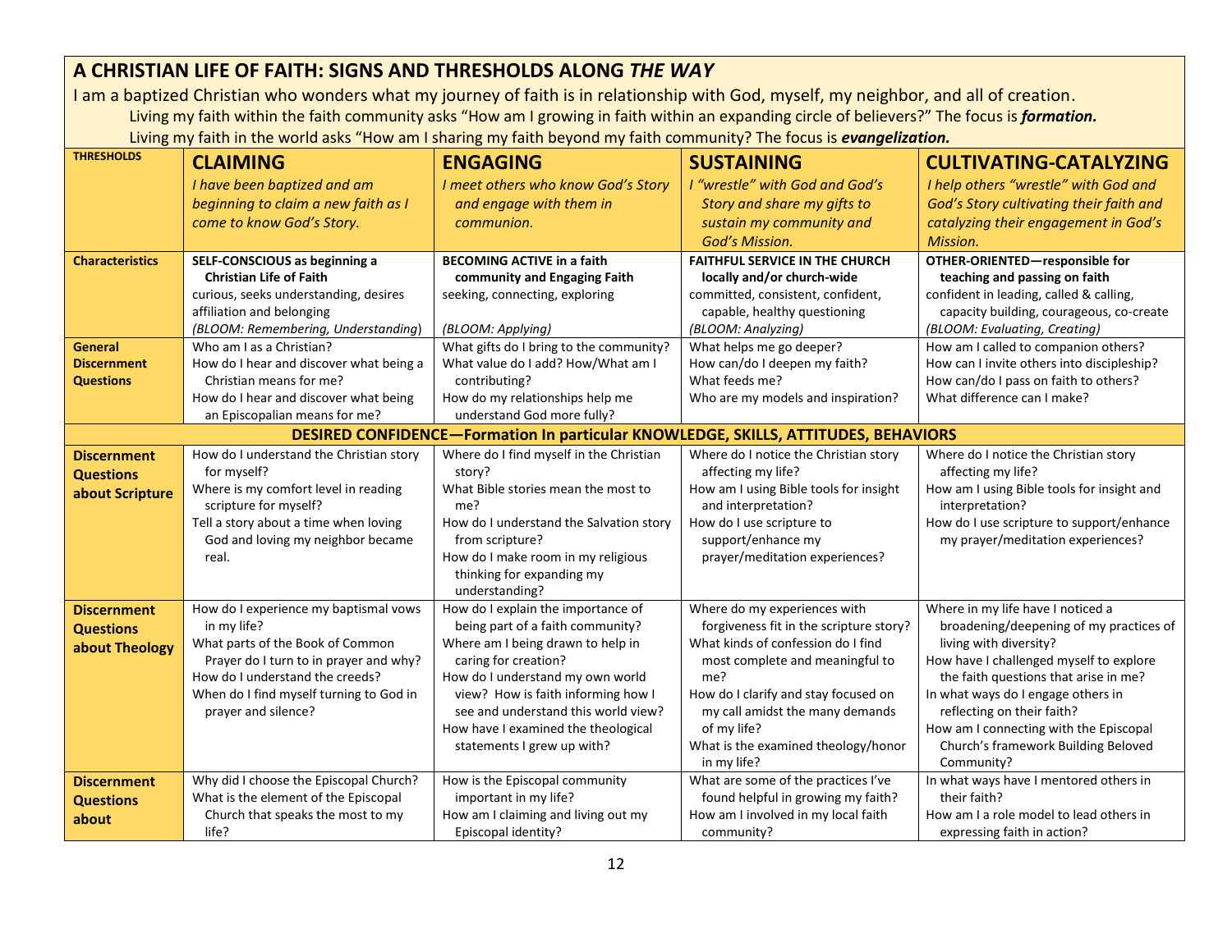## A CHRISTIAN LIFE OF FAITH: SIGNS AND THRESHOLDS ALONG *THE WAY*

I am a baptized Christian who wonders what my journey of faith is in relationship with God, myself, my neighbor, and all of creation.

Living my faith within the faith community asks "How am I growing in faith within an expanding circle of believers?" The focus is ***formation.***

Living my faith in the world asks "How am I sharing my faith beyond my faith community? The focus is ***evangelization.***

| THRESHOLDS | CLAIMING<br>*I have been baptized and am beginning to claim a new faith as I come to know God's Story.* | ENGAGING<br>*I meet others who know God's Story and engage with them in communion.* | SUSTAINING<br>*I "wrestle" with God and God's Story and share my gifts to sustain my community and God's Mission.* | CULTIVATING-CATALYZING<br>*I help others "wrestle" with God and God's Story cultivating their faith and catalyzing their engagement in God's Mission.* |
|---|---|---|---|---|
| **Characteristics** | **SELF-CONSCIOUS as beginning a Christian Life of Faith**<br>curious, seeks understanding, desires affiliation and belonging<br>*(BLOOM: Remembering, Understanding)* | **BECOMING ACTIVE in a faith community and Engaging Faith**<br>seeking, connecting, exploring<br>*(BLOOM: Applying)* | **FAITHFUL SERVICE IN THE CHURCH locally and/or church-wide**<br>committed, consistent, confident, capable, healthy questioning<br>*(BLOOM: Analyzing)* | **OTHER-ORIENTED—responsible for teaching and passing on faith**<br>confident in leading, called & calling, capacity building, courageous, co-create<br>*(BLOOM: Evaluating, Creating)* |
| **General Discernment Questions** | Who am I as a Christian?<br>How do I hear and discover what being a Christian means for me?<br>How do I hear and discover what being an Episcopalian means for me? | What gifts do I bring to the community?<br>What value do I add? How/What am I contributing?<br>How do my relationships help me understand God more fully? | What helps me go deeper?<br>How can/do I deepen my faith?<br>What feeds me?<br>Who are my models and inspiration? | How am I called to companion others?<br>How can I invite others into discipleship?<br>How can/do I pass on faith to others?<br>What difference can I make? |
| **DESIRED CONFIDENCE—Formation In particular KNOWLEDGE, SKILLS, ATTITUDES, BEHAVIORS** | | | | |
| **Discernment Questions about Scripture** | How do I understand the Christian story for myself?<br>Where is my comfort level in reading scripture for myself?<br>Tell a story about a time when loving God and loving my neighbor became real. | Where do I find myself in the Christian story?<br>What Bible stories mean the most to me?<br>How do I understand the Salvation story from scripture?<br>How do I make room in my religious thinking for expanding my understanding? | Where do I notice the Christian story affecting my life?<br>How am I using Bible tools for insight and interpretation?<br>How do I use scripture to support/enhance my prayer/meditation experiences? | Where do I notice the Christian story affecting my life?<br>How am I using Bible tools for insight and interpretation?<br>How do I use scripture to support/enhance my prayer/meditation experiences? |
| **Discernment Questions about Theology** | How do I experience my baptismal vows in my life?<br>What parts of the Book of Common Prayer do I turn to in prayer and why?<br>How do I understand the creeds?<br>When do I find myself turning to God in prayer and silence? | How do I explain the importance of being part of a faith community?<br>Where am I being drawn to help in caring for creation?<br>How do I understand my own world view? How is faith informing how I see and understand this world view?<br>How have I examined the theological statements I grew up with? | Where do my experiences with forgiveness fit in the scripture story?<br>What kinds of confession do I find most complete and meaningful to me?<br>How do I clarify and stay focused on my call amidst the many demands of my life?<br>What is the examined theology/honor in my life? | Where in my life have I noticed a broadening/deepening of my practices of living with diversity?<br>How have I challenged myself to explore the faith questions that arise in me?<br>In what ways do I engage others in reflecting on their faith?<br>How am I connecting with the Episcopal Church's framework Building Beloved Community? |
| **Discernment Questions about** | Why did I choose the Episcopal Church?<br>What is the element of the Episcopal Church that speaks the most to my life? | How is the Episcopal community important in my life?<br>How am I claiming and living out my Episcopal identity? | What are some of the practices I've found helpful in growing my faith?<br>How am I involved in my local faith community? | In what ways have I mentored others in their faith?<br>How am I a role model to lead others in expressing faith in action? |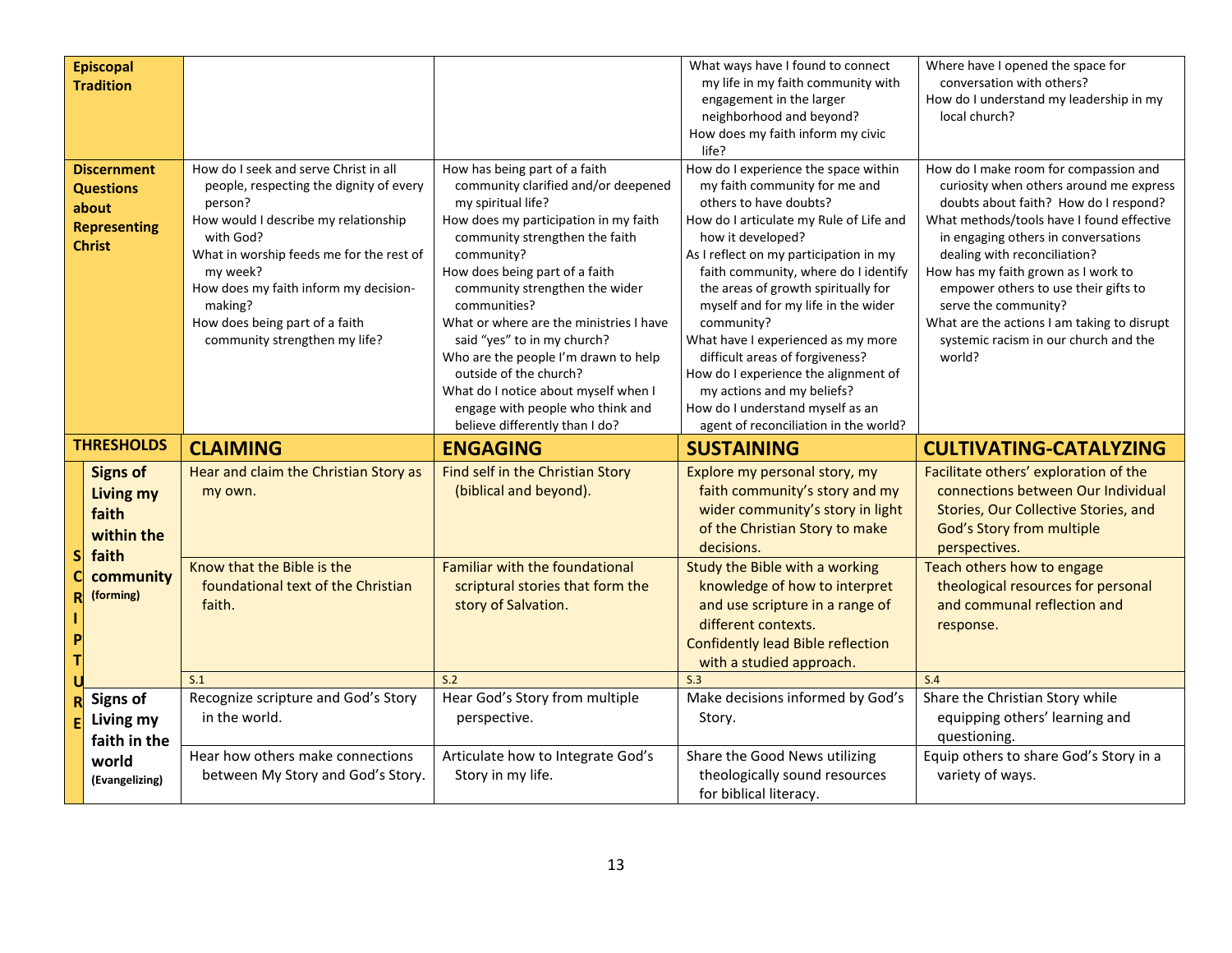| | CLAIMING | ENGAGING | SUSTAINING | CULTIVATING-CATALYZING |
|---|---|---|---|---|
| **Episcopal Tradition** | | | What ways have I found to connect my life in my faith community with engagement in the larger neighborhood and beyond?<br>How does my faith inform my civic life? | Where have I opened the space for conversation with others?<br>How do I understand my leadership in my local church? |
| **Discernment Questions about Representing Christ** | How do I seek and serve Christ in all people, respecting the dignity of every person?<br>How would I describe my relationship with God?<br>What in worship feeds me for the rest of my week?<br>How does my faith inform my decision-making?<br>How does being part of a faith community strengthen my life? | How has being part of a faith community clarified and/or deepened my spiritual life?<br>How does my participation in my faith community strengthen the faith community?<br>How does being part of a faith community strengthen the wider communities?<br>What or where are the ministries I have said "yes" to in my church?<br>Who are the people I'm drawn to help outside of the church?<br>What do I notice about myself when I engage with people who think and believe differently than I do? | How do I experience the space within my faith community for me and others to have doubts?<br>How do I articulate my Rule of Life and how it developed?<br>As I reflect on my participation in my faith community, where do I identify the areas of growth spiritually for myself and for my life in the wider community?<br>What have I experienced as my more difficult areas of forgiveness?<br>How do I experience the alignment of my actions and my beliefs?<br>How do I understand myself as an agent of reconciliation in the world? | How do I make room for compassion and curiosity when others around me express doubts about faith? How do I respond?<br>What methods/tools have I found effective in engaging others in conversations dealing with reconciliation?<br>How has my faith grown as I work to empower others to use their gifts to serve the community?<br>What are the actions I am taking to disrupt systemic racism in our church and the world? |

| THRESHOLDS | CLAIMING | ENGAGING | SUSTAINING | CULTIVATING-CATALYZING |
|---|---|---|---|---|
| **SCRIPTURE — Signs of Living my faith within the faith community (forming)** | Hear and claim the Christian Story as my own. | Find self in the Christian Story (biblical and beyond). | Explore my personal story, my faith community's story and my wider community's story in light of the Christian Story to make decisions. | Facilitate others' exploration of the connections between Our Individual Stories, Our Collective Stories, and God's Story from multiple perspectives. |
| | Know that the Bible is the foundational text of the Christian faith. | Familiar with the foundational scriptural stories that form the story of Salvation. | Study the Bible with a working knowledge of how to interpret and use scripture in a range of different contexts.<br>Confidently lead Bible reflection with a studied approach. | Teach others how to engage theological resources for personal and communal reflection and response. |
| | S.1 | S.2 | S.3 | S.4 |
| **Signs of Living my faith in the world (Evangelizing)** | Recognize scripture and God's Story in the world. | Hear God's Story from multiple perspective. | Make decisions informed by God's Story. | Share the Christian Story while equipping others' learning and questioning. |
| | Hear how others make connections between My Story and God's Story. | Articulate how to Integrate God's Story in my life. | Share the Good News utilizing theologically sound resources for biblical literacy. | Equip others to share God's Story in a variety of ways. |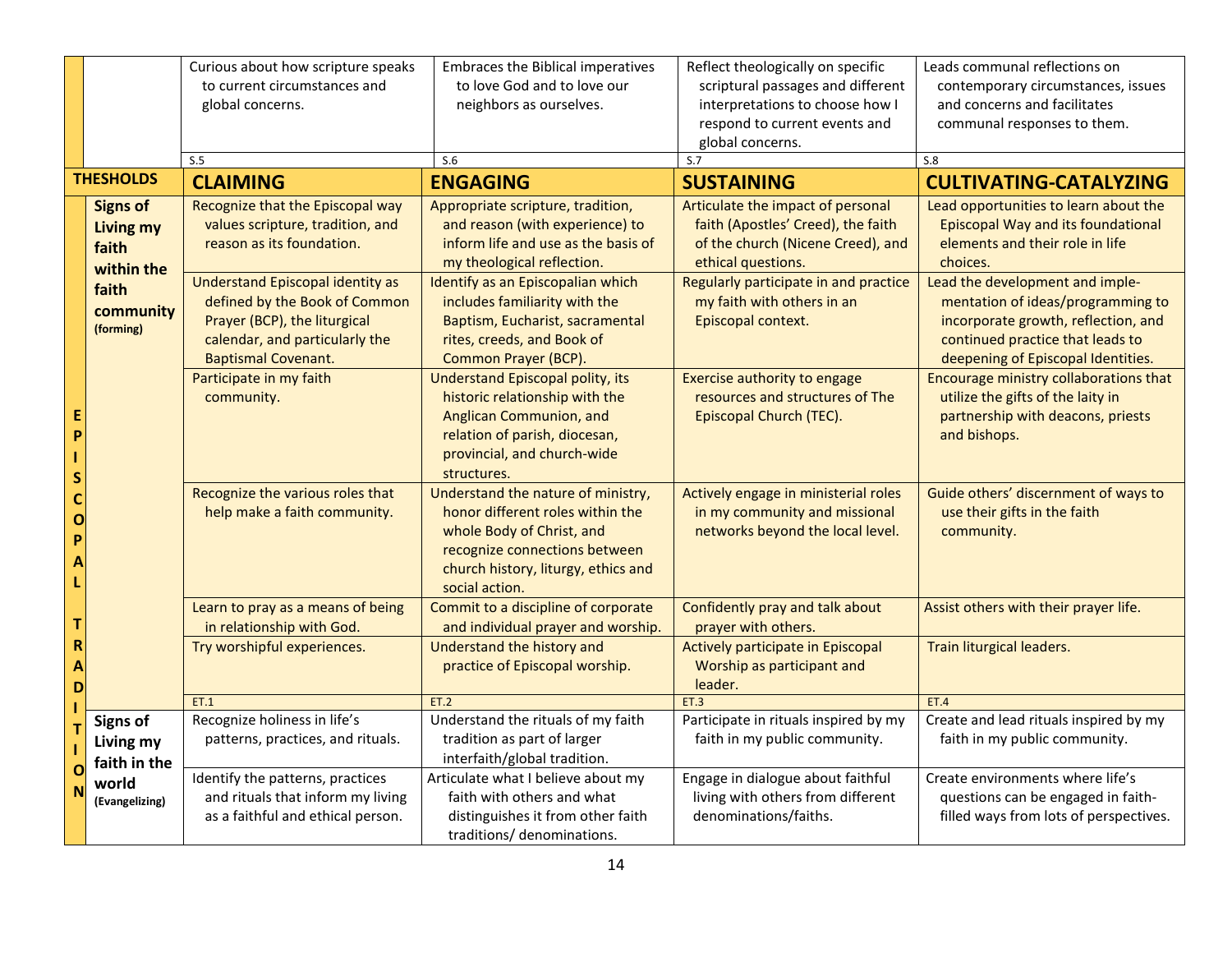| | | | | | |
|---|---|---|---|---|---|
| | | Curious about how scripture speaks to current circumstances and global concerns. | Embraces the Biblical imperatives to love God and to love our neighbors as ourselves. | Reflect theologically on specific scriptural passages and different interpretations to choose how I respond to current events and global concerns. | Leads communal reflections on contemporary circumstances, issues and concerns and facilitates communal responses to them. |
| | | S.5 | S.6 | S.7 | S.8 |
| | **THESHOLDS** | **CLAIMING** | **ENGAGING** | **SUSTAINING** | **CULTIVATING-CATALYZING** |
| **EPISCOPAL TRADITION** | **Signs of Living my faith within the faith community** (forming) | Recognize that the Episcopal way values scripture, tradition, and reason as its foundation. | Appropriate scripture, tradition, and reason (with experience) to inform life and use as the basis of my theological reflection. | Articulate the impact of personal faith (Apostles' Creed), the faith of the church (Nicene Creed), and ethical questions. | Lead opportunities to learn about the Episcopal Way and its foundational elements and their role in life choices. |
| | | Understand Episcopal identity as defined by the Book of Common Prayer (BCP), the liturgical calendar, and particularly the Baptismal Covenant. | Identify as an Episcopalian which includes familiarity with the Baptism, Eucharist, sacramental rites, creeds, and Book of Common Prayer (BCP). | Regularly participate in and practice my faith with others in an Episcopal context. | Lead the development and implementation of ideas/programming to incorporate growth, reflection, and continued practice that leads to deepening of Episcopal Identities. |
| | | Participate in my faith community. | Understand Episcopal polity, its historic relationship with the Anglican Communion, and relation of parish, diocesan, provincial, and church-wide structures. | Exercise authority to engage resources and structures of The Episcopal Church (TEC). | Encourage ministry collaborations that utilize the gifts of the laity in partnership with deacons, priests and bishops. |
| | | Recognize the various roles that help make a faith community. | Understand the nature of ministry, honor different roles within the whole Body of Christ, and recognize connections between church history, liturgy, ethics and social action. | Actively engage in ministerial roles in my community and missional networks beyond the local level. | Guide others' discernment of ways to use their gifts in the faith community. |
| | | Learn to pray as a means of being in relationship with God. | Commit to a discipline of corporate and individual prayer and worship. | Confidently pray and talk about prayer with others. | Assist others with their prayer life. |
| | | Try worshipful experiences. | Understand the history and practice of Episcopal worship. | Actively participate in Episcopal Worship as participant and leader. | Train liturgical leaders. |
| | | ET.1 | ET.2 | ET.3 | ET.4 |
| | **Signs of Living my faith in the world** (Evangelizing) | Recognize holiness in life's patterns, practices, and rituals. | Understand the rituals of my faith tradition as part of larger interfaith/global tradition. | Participate in rituals inspired by my faith in my public community. | Create and lead rituals inspired by my faith in my public community. |
| | | Identify the patterns, practices and rituals that inform my living as a faithful and ethical person. | Articulate what I believe about my faith with others and what distinguishes it from other faith traditions/ denominations. | Engage in dialogue about faithful living with others from different denominations/faiths. | Create environments where life's questions can be engaged in faith-filled ways from lots of perspectives. |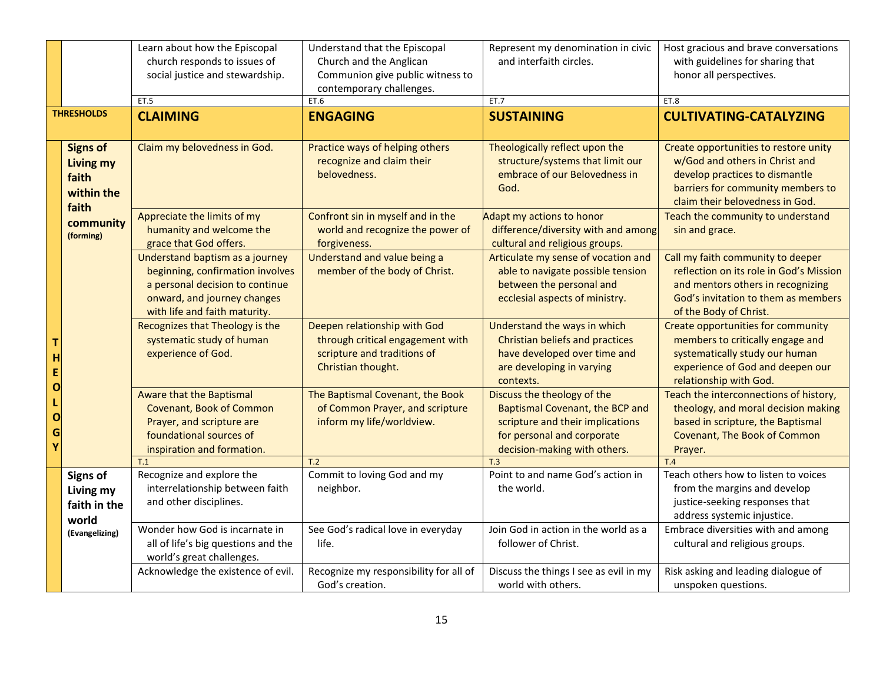| | | | | | |
|---|---|---|---|---|---|
| | | Learn about how the Episcopal church responds to issues of social justice and stewardship. | Understand that the Episcopal Church and the Anglican Communion give public witness to contemporary challenges. | Represent my denomination in civic and interfaith circles. | Host gracious and brave conversations with guidelines for sharing that honor all perspectives. |
| | | ET.5 | ET.6 | ET.7 | ET.8 |
| **THRESHOLDS** | | **CLAIMING** | **ENGAGING** | **SUSTAINING** | **CULTIVATING-CATALYZING** |
| **THEOLOGY** | **Signs of Living my faith within the faith community** (forming) | Claim my belovedness in God. | Practice ways of helping others recognize and claim their belovedness. | Theologically reflect upon the structure/systems that limit our embrace of our Belovedness in God. | Create opportunities to restore unity w/God and others in Christ and develop practices to dismantle barriers for community members to claim their belovedness in God. |
| | | Appreciate the limits of my humanity and welcome the grace that God offers. | Confront sin in myself and in the world and recognize the power of forgiveness. | Adapt my actions to honor difference/diversity with and among cultural and religious groups. | Teach the community to understand sin and grace. |
| | | Understand baptism as a journey beginning, confirmation involves a personal decision to continue onward, and journey changes with life and faith maturity. | Understand and value being a member of the body of Christ. | Articulate my sense of vocation and able to navigate possible tension between the personal and ecclesial aspects of ministry. | Call my faith community to deeper reflection on its role in God's Mission and mentors others in recognizing God's invitation to them as members of the Body of Christ. |
| | | Recognizes that Theology is the systematic study of human experience of God. | Deepen relationship with God through critical engagement with scripture and traditions of Christian thought. | Understand the ways in which Christian beliefs and practices have developed over time and are developing in varying contexts. | Create opportunities for community members to critically engage and systematically study our human experience of God and deepen our relationship with God. |
| | | Aware that the Baptismal Covenant, Book of Common Prayer, and scripture are foundational sources of inspiration and formation. | The Baptismal Covenant, the Book of Common Prayer, and scripture inform my life/worldview. | Discuss the theology of the Baptismal Covenant, the BCP and scripture and their implications for personal and corporate decision-making with others. | Teach the interconnections of history, theology, and moral decision making based in scripture, the Baptismal Covenant, The Book of Common Prayer. |
| | | T.1 | T.2 | T.3 | T.4 |
| | **Signs of Living my faith in the world** (Evangelizing) | Recognize and explore the interrelationship between faith and other disciplines. | Commit to loving God and my neighbor. | Point to and name God's action in the world. | Teach others how to listen to voices from the margins and develop justice-seeking responses that address systemic injustice. |
| | | Wonder how God is incarnate in all of life's big questions and the world's great challenges. | See God's radical love in everyday life. | Join God in action in the world as a follower of Christ. | Embrace diversities with and among cultural and religious groups. |
| | | Acknowledge the existence of evil. | Recognize my responsibility for all of God's creation. | Discuss the things I see as evil in my world with others. | Risk asking and leading dialogue of unspoken questions. |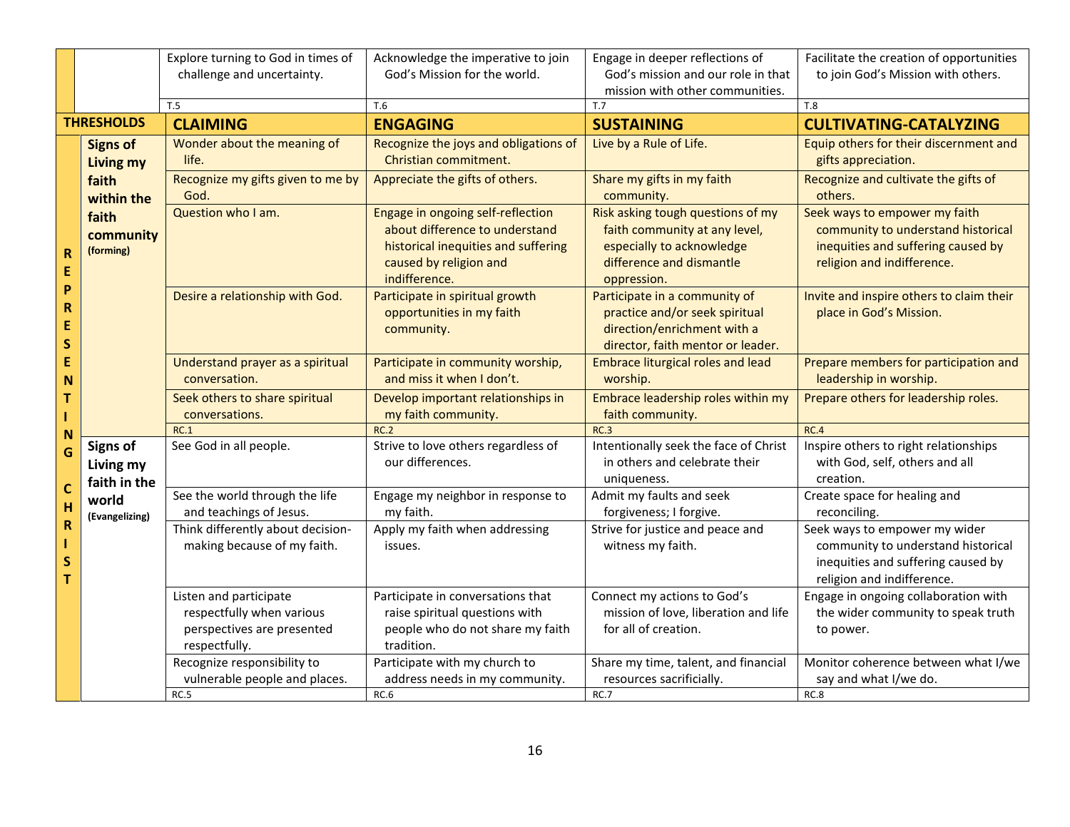| | | | | | |
|---|---|---|---|---|---|
| | | Explore turning to God in times of challenge and uncertainty. | Acknowledge the imperative to join God's Mission for the world. | Engage in deeper reflections of God's mission and our role in that mission with other communities. | Facilitate the creation of opportunities to join God's Mission with others. |
| | | T.5 | T.6 | T.7 | T.8 |
| **THRESHOLDS** | | **CLAIMING** | **ENGAGING** | **SUSTAINING** | **CULTIVATING-CATALYZING** |
| **REPRESENTING CHRIST** | **Signs of Living my faith within the faith community** (forming) | Wonder about the meaning of life. | Recognize the joys and obligations of Christian commitment. | Live by a Rule of Life. | Equip others for their discernment and gifts appreciation. |
| | | Recognize my gifts given to me by God. | Appreciate the gifts of others. | Share my gifts in my faith community. | Recognize and cultivate the gifts of others. |
| | | Question who I am. | Engage in ongoing self-reflection about difference to understand historical inequities and suffering caused by religion and indifference. | Risk asking tough questions of my faith community at any level, especially to acknowledge difference and dismantle oppression. | Seek ways to empower my faith community to understand historical inequities and suffering caused by religion and indifference. |
| | | Desire a relationship with God. | Participate in spiritual growth opportunities in my faith community. | Participate in a community of practice and/or seek spiritual direction/enrichment with a director, faith mentor or leader. | Invite and inspire others to claim their place in God's Mission. |
| | | Understand prayer as a spiritual conversation. | Participate in community worship, and miss it when I don't. | Embrace liturgical roles and lead worship. | Prepare members for participation and leadership in worship. |
| | | Seek others to share spiritual conversations. | Develop important relationships in my faith community. | Embrace leadership roles within my faith community. | Prepare others for leadership roles. |
| | | RC.1 | RC.2 | RC.3 | RC.4 |
| | **Signs of Living my faith in the world** (Evangelizing) | See God in all people. | Strive to love others regardless of our differences. | Intentionally seek the face of Christ in others and celebrate their uniqueness. | Inspire others to right relationships with God, self, others and all creation. |
| | | See the world through the life and teachings of Jesus. | Engage my neighbor in response to my faith. | Admit my faults and seek forgiveness; I forgive. | Create space for healing and reconciling. |
| | | Think differently about decision-making because of my faith. | Apply my faith when addressing issues. | Strive for justice and peace and witness my faith. | Seek ways to empower my wider community to understand historical inequities and suffering caused by religion and indifference. |
| | | Listen and participate respectfully when various perspectives are presented respectfully. | Participate in conversations that raise spiritual questions with people who do not share my faith tradition. | Connect my actions to God's mission of love, liberation and life for all of creation. | Engage in ongoing collaboration with the wider community to speak truth to power. |
| | | Recognize responsibility to vulnerable people and places. | Participate with my church to address needs in my community. | Share my time, talent, and financial resources sacrificially. | Monitor coherence between what I/we say and what I/we do. |
| | | RC.5 | RC.6 | RC.7 | RC.8 |